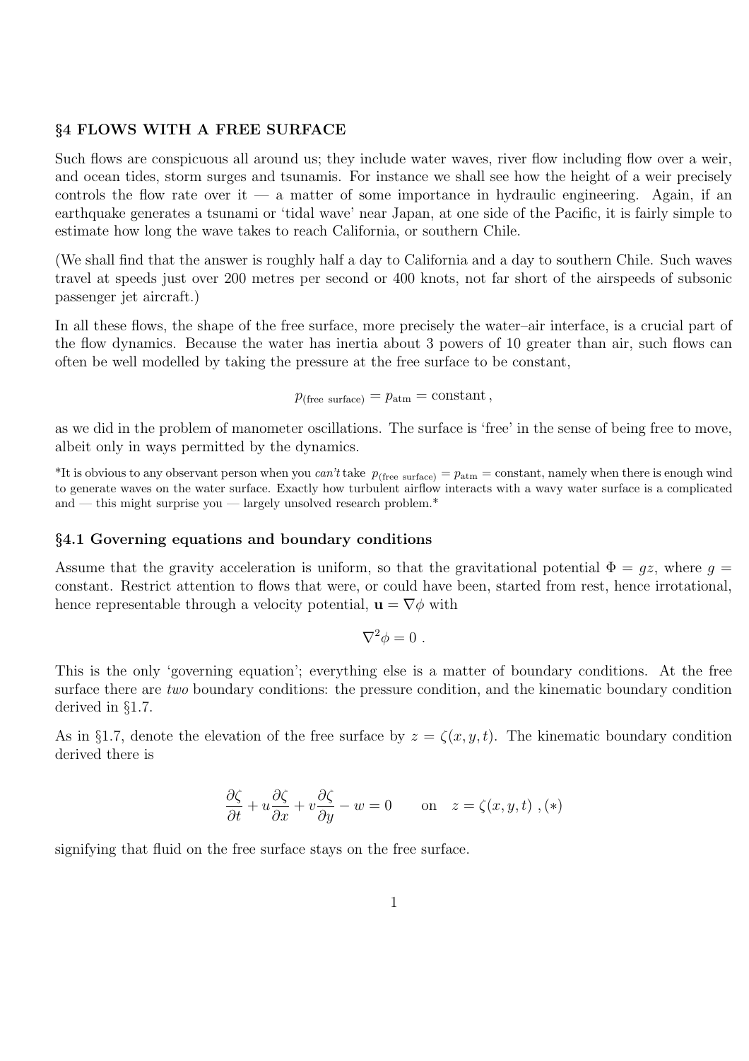## §4 FLOWS WITH A FREE SURFACE

Such flows are conspicuous all around us; they include water waves, river flow including flow over a weir, and ocean tides, storm surges and tsunamis. For instance we shall see how the height of a weir precisely controls the flow rate over it — a matter of some importance in hydraulic engineering. Again, if an earthquake generates a tsunami or 'tidal wave' near Japan, at one side of the Pacific, it is fairly simple to estimate how long the wave takes to reach California, or southern Chile.

(We shall find that the answer is roughly half a day to California and a day to southern Chile. Such waves travel at speeds just over 200 metres per second or 400 knots, not far short of the airspeeds of subsonic passenger jet aircraft.)

In all these flows, the shape of the free surface, more precisely the water–air interface, is a crucial part of the flow dynamics. Because the water has inertia about 3 powers of 10 greater than air, such flows can often be well modelled by taking the pressure at the free surface to be constant,

$$p_{(\text{free surface})} = p_{\text{atm}} = \text{constant}\,,$$

as we did in the problem of manometer oscillations. The surface is 'free' in the sense of being free to move, albeit only in ways permitted by the dynamics.

*It is obvious to any observant person when you *can't* take $p_{(\text{free surface})} = p_{\text{atm}} = \text{constant}$, namely when there is enough wind to generate waves on the water surface. Exactly how turbulent airflow interacts with a wavy water surface is a complicated and — this might surprise you — largely unsolved research problem.*

### §4.1 Governing equations and boundary conditions

Assume that the gravity acceleration is uniform, so that the gravitational potential $\Phi = gz$, where $g =$ constant. Restrict attention to flows that were, or could have been, started from rest, hence irrotational, hence representable through a velocity potential, $\mathbf{u} = \nabla\phi$ with

$$\nabla^2\phi = 0\ .$$

This is the only 'governing equation'; everything else is a matter of boundary conditions. At the free surface there are *two* boundary conditions: the pressure condition, and the kinematic boundary condition derived in §1.7.

As in §1.7, denote the elevation of the free surface by $z = \zeta(x, y, t)$. The kinematic boundary condition derived there is

$$\frac{\partial\zeta}{\partial t} + u\frac{\partial\zeta}{\partial x} + v\frac{\partial\zeta}{\partial y} - w = 0 \qquad \text{on} \quad z = \zeta(x, y, t)\ ,(*)$$

signifying that fluid on the free surface stays on the free surface.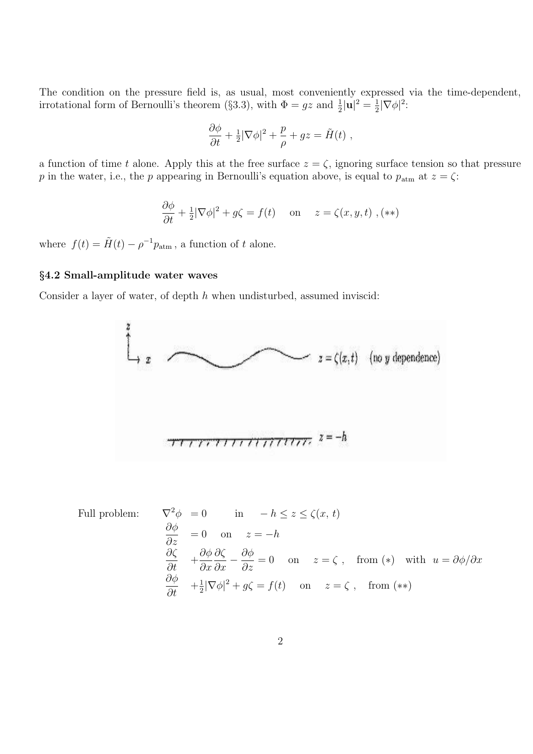The condition on the pressure field is, as usual, most conveniently expressed via the time-dependent, irrotational form of Bernoulli's theorem (§3.3), with $\Phi = gz$ and $\frac{1}{2}|\mathbf{u}|^2 = \frac{1}{2}|\nabla\phi|^2$:

$$\frac{\partial \phi}{\partial t} + \tfrac{1}{2}|\nabla\phi|^2 + \frac{p}{\rho} + gz = \tilde{H}(t) \ ,$$

a function of time $t$ alone. Apply this at the free surface $z = \zeta$, ignoring surface tension so that pressure $p$ in the water, i.e., the $p$ appearing in Bernoulli's equation above, is equal to $p_{\rm atm}$ at $z = \zeta$:

$$\frac{\partial \phi}{\partial t} + \tfrac{1}{2}|\nabla\phi|^2 + g\zeta = f(t) \quad \text{on} \quad z = \zeta(x, y, t) \ , (**)$$

where $f(t) = \tilde{H}(t) - \rho^{-1}p_{\rm atm}$ , a function of $t$ alone.

### §4.2 Small-amplitude water waves

Consider a layer of water, of depth $h$ when undisturbed, assumed inviscid:

$z = \zeta(x, t)$ (no $y$ dependence)

$z = -h$

Full problem:

$$\begin{aligned}
\nabla^2\phi &= 0 \qquad \text{in} \quad -h \le z \le \zeta(x,\, t) \\
\frac{\partial \phi}{\partial z} &= 0 \quad \text{on} \quad z = -h \\
\frac{\partial \zeta}{\partial t} &+ \frac{\partial \phi}{\partial x}\frac{\partial \zeta}{\partial x} - \frac{\partial \phi}{\partial z} = 0 \quad \text{on} \quad z = \zeta \ , \quad \text{from } (*) \quad \text{with} \ \ u = \partial\phi/\partial x \\
\frac{\partial \phi}{\partial t} &+ \tfrac{1}{2}|\nabla\phi|^2 + g\zeta = f(t) \quad \text{on} \quad z = \zeta \ , \quad \text{from } (**)
\end{aligned}$$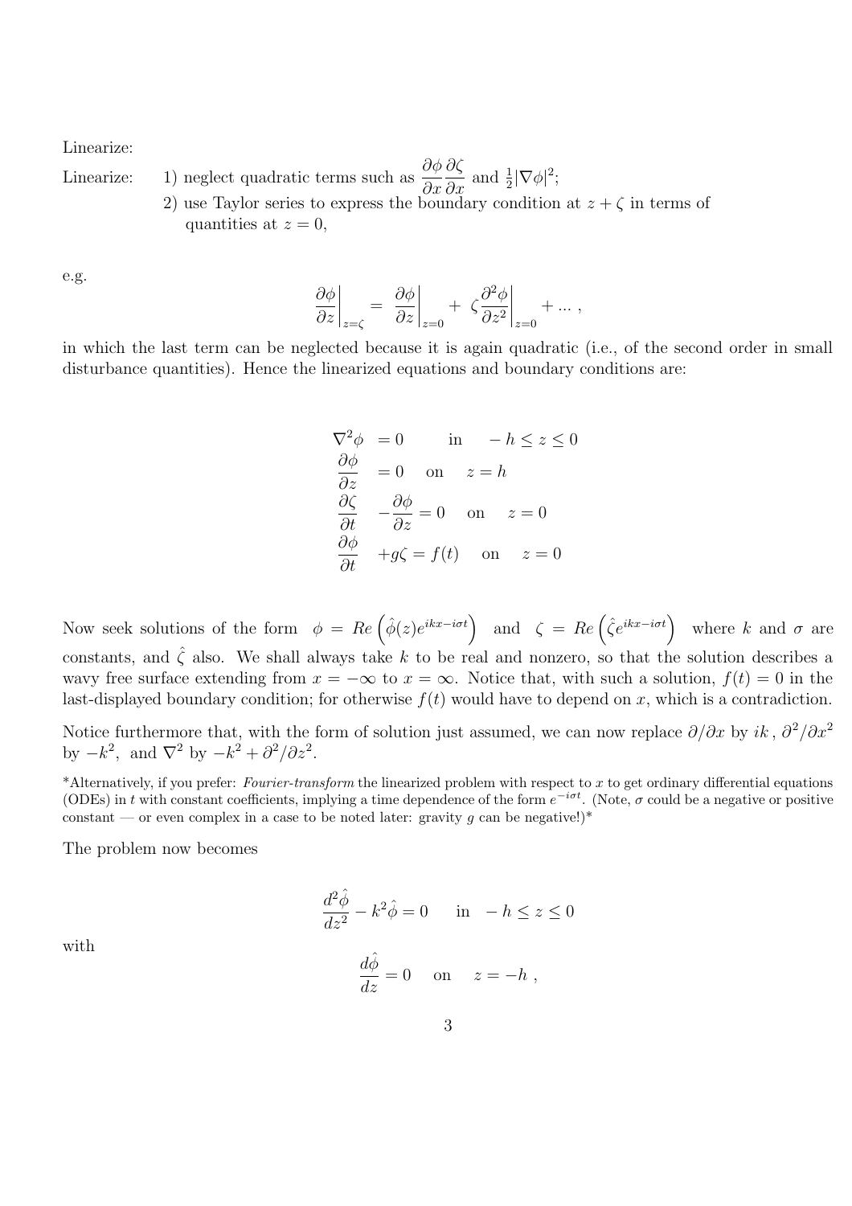Linearize:

Linearize: 1) neglect quadratic terms such as $\dfrac{\partial \phi}{\partial x}\dfrac{\partial \zeta}{\partial x}$ and $\frac{1}{2}|\nabla\phi|^2$;

2) use Taylor series to express the boundary condition at $z+\zeta$ in terms of quantities at $z=0$,

e.g.

$$\left.\frac{\partial \phi}{\partial z}\right|_{z=\zeta} = \left.\frac{\partial \phi}{\partial z}\right|_{z=0} + \left.\zeta\frac{\partial^2 \phi}{\partial z^2}\right|_{z=0} + \ldots\,,$$

in which the last term can be neglected because it is again quadratic (i.e., of the second order in small disturbance quantities). Hence the linearized equations and boundary conditions are:

$$\begin{aligned}
\nabla^2\phi &= 0 \qquad \text{in} \quad -h \le z \le 0\\
\frac{\partial \phi}{\partial z} &= 0 \quad \text{on} \quad z = h\\
\frac{\partial \zeta}{\partial t} &- \frac{\partial \phi}{\partial z} = 0 \quad \text{on} \quad z = 0\\
\frac{\partial \phi}{\partial t} &+ g\zeta = f(t) \quad \text{on} \quad z = 0
\end{aligned}$$

Now seek solutions of the form $\phi = Re\left(\hat{\phi}(z)e^{ikx-i\sigma t}\right)$ and $\zeta = Re\left(\hat{\zeta}e^{ikx-i\sigma t}\right)$ where $k$ and $\sigma$ are constants, and $\hat{\zeta}$ also. We shall always take $k$ to be real and nonzero, so that the solution describes a wavy free surface extending from $x=-\infty$ to $x=\infty$. Notice that, with such a solution, $f(t)=0$ in the last-displayed boundary condition; for otherwise $f(t)$ would have to depend on $x$, which is a contradiction.

Notice furthermore that, with the form of solution just assumed, we can now replace $\partial/\partial x$ by $ik$, $\partial^2/\partial x^2$ by $-k^2$, and $\nabla^2$ by $-k^2+\partial^2/\partial z^2$.

*Alternatively, if you prefer: *Fourier-transform* the linearized problem with respect to $x$ to get ordinary differential equations (ODEs) in $t$ with constant coefficients, implying a time dependence of the form $e^{-i\sigma t}$. (Note, $\sigma$ could be a negative or positive constant — or even complex in a case to be noted later: gravity $g$ can be negative!)*

The problem now becomes

$$\frac{d^2\hat{\phi}}{dz^2} - k^2\hat{\phi} = 0 \qquad \text{in} \quad -h \le z \le 0$$

with

$$\frac{d\hat{\phi}}{dz} = 0 \quad \text{on} \quad z = -h\,,$$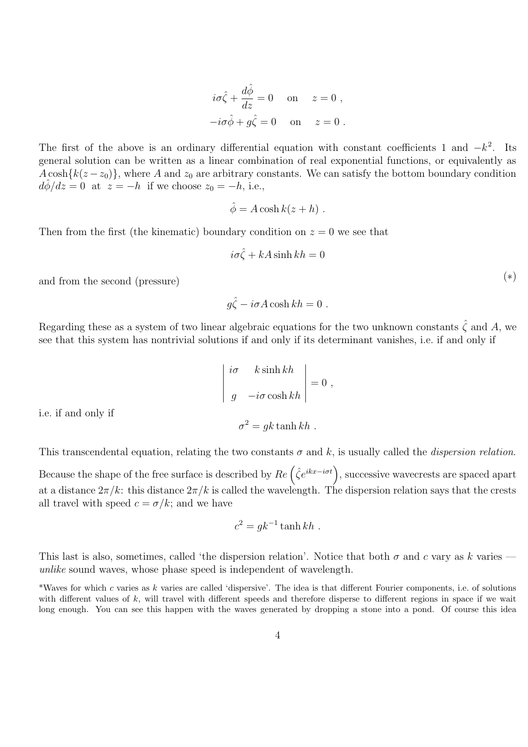$$i\sigma\hat{\zeta} + \frac{d\hat{\phi}}{dz} = 0 \quad \text{on} \quad z = 0 \ ,$$

$$-i\sigma\hat{\phi} + g\hat{\zeta} = 0 \quad \text{on} \quad z = 0 \ .$$

The first of the above is an ordinary differential equation with constant coefficients 1 and $-k^2$. Its general solution can be written as a linear combination of real exponential functions, or equivalently as $A\cosh\{k(z - z_0)\}$, where $A$ and $z_0$ are arbitrary constants. We can satisfy the bottom boundary condition $d\hat{\phi}/dz = 0$ at $z = -h$ if we choose $z_0 = -h$, i.e.,

$$\hat{\phi} = A\cosh k(z + h) \ .$$

Then from the first (the kinematic) boundary condition on $z = 0$ we see that

$$i\sigma\hat{\zeta} + kA\sinh kh = 0$$

and from the second (pressure) $\quad (*)$

$$g\hat{\zeta} - i\sigma A\cosh kh = 0 \ .$$

Regarding these as a system of two linear algebraic equations for the two unknown constants $\hat{\zeta}$ and $A$, we see that this system has nontrivial solutions if and only if its determinant vanishes, i.e. if and only if

$$\begin{vmatrix} i\sigma & k\sinh kh \\ g & -i\sigma\cosh kh \end{vmatrix} = 0 \ ,$$

i.e. if and only if

$$\sigma^2 = gk\tanh kh \ .$$

This transcendental equation, relating the two constants $\sigma$ and $k$, is usually called the *dispersion relation.* Because the shape of the free surface is described by $Re\left(\hat{\zeta}e^{ikx - i\sigma t}\right)$, successive wavecrests are spaced apart at a distance $2\pi/k$: this distance $2\pi/k$ is called the wavelength. The dispersion relation says that the crests all travel with speed $c = \sigma/k$; and we have

$$c^2 = gk^{-1}\tanh kh \ .$$

This last is also, sometimes, called 'the dispersion relation'. Notice that both $\sigma$ and $c$ vary as $k$ varies — *unlike* sound waves, whose phase speed is independent of wavelength.

*Waves for which $c$ varies as $k$ varies are called 'dispersive'. The idea is that different Fourier components, i.e. of solutions with different values of $k$, will travel with different speeds and therefore disperse to different regions in space if we wait long enough. You can see this happen with the waves generated by dropping a stone into a pond. Of course this idea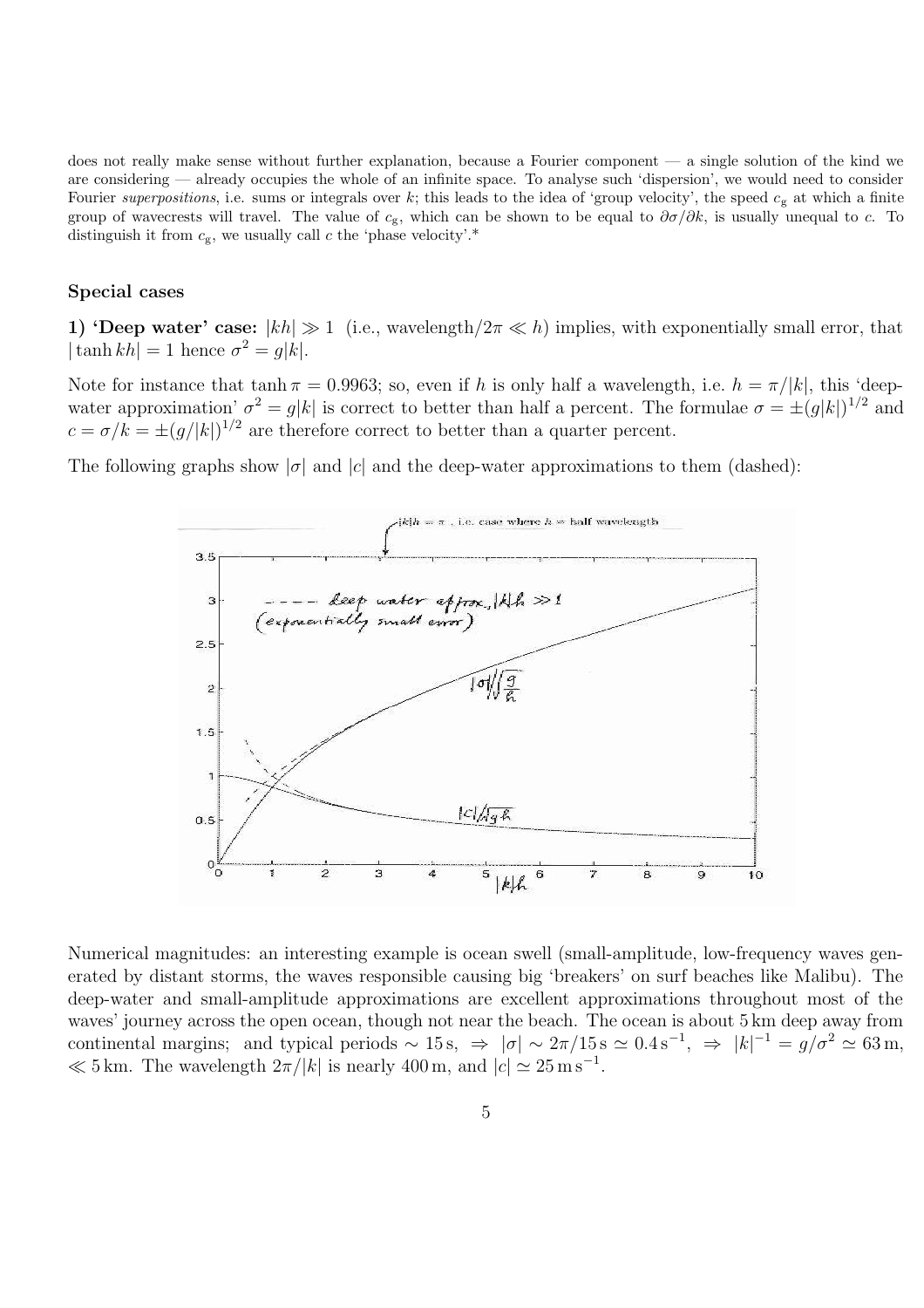does not really make sense without further explanation, because a Fourier component — a single solution of the kind we are considering — already occupies the whole of an infinite space. To analyse such 'dispersion', we would need to consider Fourier *superpositions*, i.e. sums or integrals over $k$; this leads to the idea of 'group velocity', the speed $c_g$ at which a finite group of wavecrests will travel. The value of $c_g$, which can be shown to be equal to $\partial\sigma/\partial k$, is usually unequal to $c$. To distinguish it from $c_g$, we usually call $c$ the 'phase velocity'.*

### Special cases

**1) 'Deep water' case:** $|kh| \gg 1$ (i.e., wavelength/$2\pi \ll h$) implies, with exponentially small error, that $|\tanh kh| = 1$ hence $\sigma^2 = g|k|$.

Note for instance that $\tanh \pi = 0.9963$; so, even if $h$ is only half a wavelength, i.e. $h = \pi/|k|$, this 'deep-water approximation' $\sigma^2 = g|k|$ is correct to better than half a percent. The formulae $\sigma = \pm(g|k|)^{1/2}$ and $c = \sigma/k = \pm(g/|k|)^{1/2}$ are therefore correct to better than a quarter percent.

The following graphs show $|\sigma|$ and $|c|$ and the deep-water approximations to them (dashed):

Numerical magnitudes: an interesting example is ocean swell (small-amplitude, low-frequency waves generated by distant storms, the waves responsible causing big 'breakers' on surf beaches like Malibu). The deep-water and small-amplitude approximations are excellent approximations throughout most of the waves' journey across the open ocean, though not near the beach. The ocean is about 5 km deep away from continental margins; and typical periods $\sim 15\,\text{s}$, $\Rightarrow$ $|\sigma| \sim 2\pi/15\,\text{s} \simeq 0.4\,\text{s}^{-1}$, $\Rightarrow$ $|k|^{-1} = g/\sigma^2 \simeq 63\,\text{m}$, $\ll 5\,\text{km}$. The wavelength $2\pi/|k|$ is nearly 400 m, and $|c| \simeq 25\,\text{m}\,\text{s}^{-1}$.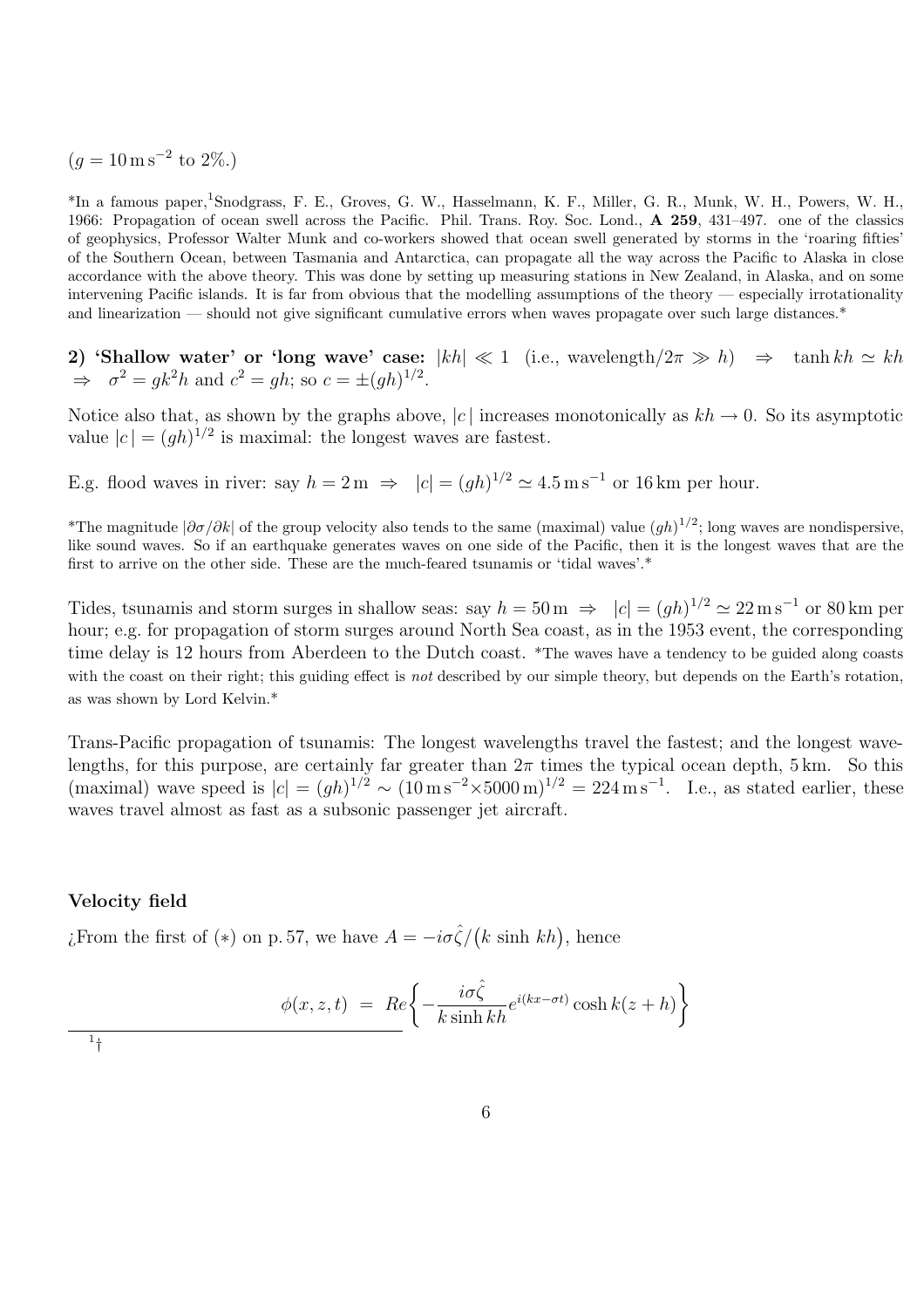($g = 10\,\mathrm{m\,s^{-2}}$ to 2%.)

*In a famous paper,[1]Snodgrass, F. E., Groves, G. W., Hasselmann, K. F., Miller, G. R., Munk, W. H., Powers, W. H., 1966: Propagation of ocean swell across the Pacific. Phil. Trans. Roy. Soc. Lond., **A 259**, 431–497. one of the classics of geophysics, Professor Walter Munk and co-workers showed that ocean swell generated by storms in the 'roaring fifties' of the Southern Ocean, between Tasmania and Antarctica, can propagate all the way across the Pacific to Alaska in close accordance with the above theory. This was done by setting up measuring stations in New Zealand, in Alaska, and on some intervening Pacific islands. It is far from obvious that the modelling assumptions of the theory — especially irrotationality and linearization — should not give significant cumulative errors when waves propagate over such large distances.*

**2) 'Shallow water' or 'long wave' case:** $|kh| \ll 1$ (i.e., wavelength$/2\pi \gg h$) $\Rightarrow$ $\tanh kh \simeq kh$ $\Rightarrow$ $\sigma^2 = gk^2h$ and $c^2 = gh$; so $c = \pm(gh)^{1/2}$.

Notice also that, as shown by the graphs above, $|c\,|$ increases monotonically as $kh \to 0$. So its asymptotic value $|c\,| = (gh)^{1/2}$ is maximal: the longest waves are fastest.

E.g. flood waves in river: say $h = 2\,\mathrm{m}$ $\Rightarrow$ $|c| = (gh)^{1/2} \simeq 4.5\,\mathrm{m\,s^{-1}}$ or 16 km per hour.

*The magnitude $|\partial\sigma/\partial k|$ of the group velocity also tends to the same (maximal) value $(gh)^{1/2}$; long waves are nondispersive, like sound waves. So if an earthquake generates waves on one side of the Pacific, then it is the longest waves that are the first to arrive on the other side. These are the much-feared tsunamis or 'tidal waves'.*

Tides, tsunamis and storm surges in shallow seas: say $h = 50\,\mathrm{m}$ $\Rightarrow$ $|c| = (gh)^{1/2} \simeq 22\,\mathrm{m\,s^{-1}}$ or 80 km per hour; e.g. for propagation of storm surges around North Sea coast, as in the 1953 event, the corresponding time delay is 12 hours from Aberdeen to the Dutch coast. *The waves have a tendency to be guided along coasts with the coast on their right; this guiding effect is *not* described by our simple theory, but depends on the Earth's rotation, as was shown by Lord Kelvin.*

Trans-Pacific propagation of tsunamis: The longest wavelengths travel the fastest; and the longest wavelengths, for this purpose, are certainly far greater than $2\pi$ times the typical ocean depth, 5 km. So this (maximal) wave speed is $|c| = (gh)^{1/2} \sim (10\,\mathrm{m\,s^{-2}}{\times}5000\,\mathrm{m})^{1/2} = 224\,\mathrm{m\,s^{-1}}$. I.e., as stated earlier, these waves travel almost as fast as a subsonic passenger jet aircraft.

### Velocity field

¿From the first of $(*)$ on p. 57, we have $A = -i\sigma\hat{\zeta}/\big(k\,\sinh\,kh\big)$, hence

$$\phi(x,z,t) \;=\; Re\left\{-\frac{i\sigma\hat{\zeta}}{k\sinh kh}e^{i(kx-\sigma t)}\cosh k(z+h)\right\}$$

[1]†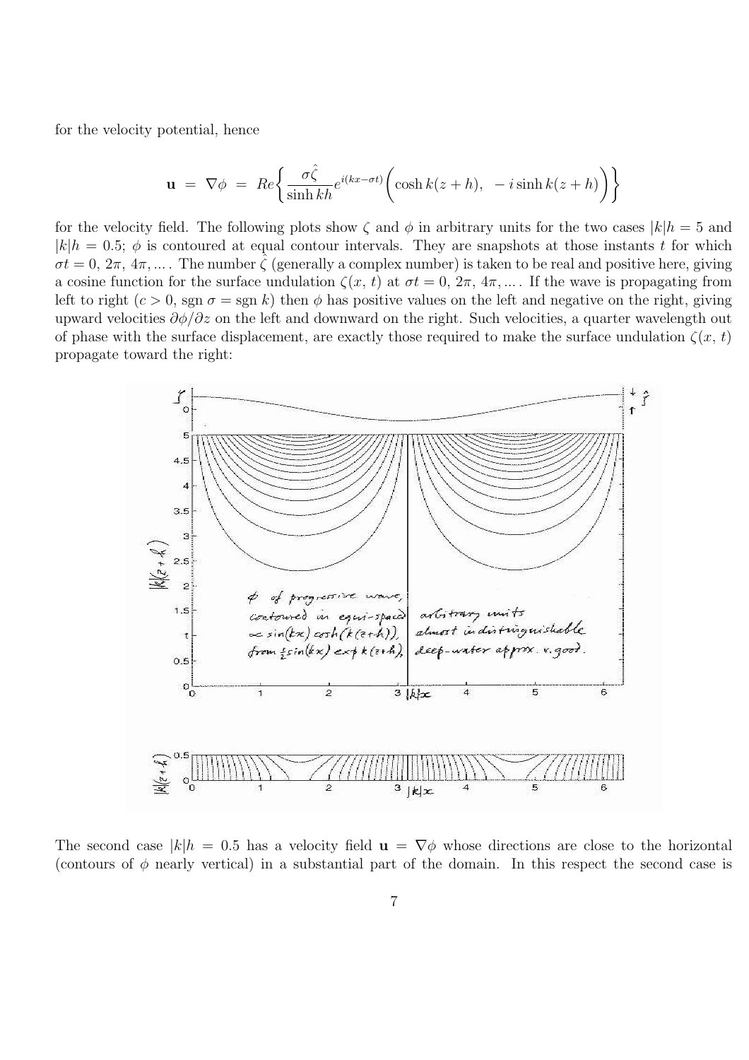for the velocity potential, hence

$$\mathbf{u} \;=\; \nabla\phi \;=\; Re\left\{\frac{\sigma\hat{\zeta}}{\sinh kh}e^{i(kx-\sigma t)}\Big(\cosh k(z+h),\;\; -i\sinh k(z+h)\Big)\right\}$$

for the velocity field. The following plots show $\zeta$ and $\phi$ in arbitrary units for the two cases $|k|h = 5$ and $|k|h = 0.5$; $\phi$ is contoured at equal contour intervals. They are snapshots at those instants $t$ for which $\sigma t = 0,\, 2\pi,\, 4\pi, \ldots$. The number $\hat{\zeta}$ (generally a complex number) is taken to be real and positive here, giving a cosine function for the surface undulation $\zeta(x,\,t)$ at $\sigma t = 0,\, 2\pi,\, 4\pi, \ldots$. If the wave is propagating from left to right ($c > 0$, sgn $\sigma$ = sgn $k$) then $\phi$ has positive values on the left and negative on the right, giving upward velocities $\partial\phi/\partial z$ on the left and downward on the right. Such velocities, a quarter wavelength out of phase with the surface displacement, are exactly those required to make the surface undulation $\zeta(x,\,t)$ propagate toward the right:

The second case $|k|h = 0.5$ has a velocity field $\mathbf{u} = \nabla\phi$ whose directions are close to the horizontal (contours of $\phi$ nearly vertical) in a substantial part of the domain. In this respect the second case is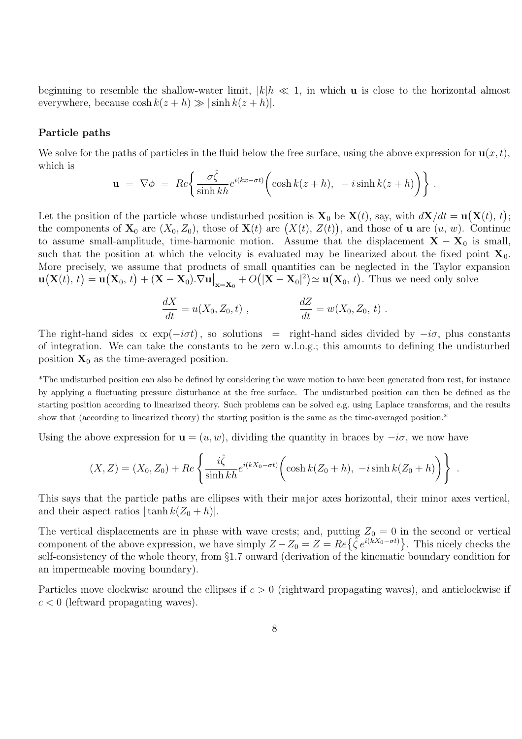beginning to resemble the shallow-water limit, $|k|h \ll 1$, in which $\mathbf{u}$ is close to the horizontal almost everywhere, because $\cosh k(z+h) \gg |\sinh k(z+h)|$.

**Particle paths**

We solve for the paths of particles in the fluid below the free surface, using the above expression for $\mathbf{u}(x,t)$, which is

$$\mathbf{u} \;=\; \nabla\phi \;=\; Re\biggl\{\frac{\sigma\hat{\zeta}}{\sinh kh}e^{i(kx-\sigma t)}\Bigl(\cosh k(z+h),\;\; -i\sinh k(z+h)\Bigr)\biggr\}\;.$$

Let the position of the particle whose undisturbed position is $\mathbf{X}_0$ be $\mathbf{X}(t)$, say, with $d\mathbf{X}/dt = \mathbf{u}\bigl(\mathbf{X}(t),\,t\bigr)$; the components of $\mathbf{X}_0$ are $(X_0, Z_0)$, those of $\mathbf{X}(t)$ are $\bigl(X(t),\,Z(t)\bigr)$, and those of $\mathbf{u}$ are $(u,\,w)$. Continue to assume small-amplitude, time-harmonic motion. Assume that the displacement $\mathbf{X}-\mathbf{X}_0$ is small, such that the position at which the velocity is evaluated may be linearized about the fixed point $\mathbf{X}_0$. More precisely, we assume that products of small quantities can be neglected in the Taylor expansion $\mathbf{u}\bigl(\mathbf{X}(t),\,t\bigr) = \mathbf{u}\bigl(\mathbf{X}_0,\,t\bigr) + (\mathbf{X}-\mathbf{X}_0).\nabla\mathbf{u}\big|_{\mathbf{x}=\mathbf{X}_0} + O\bigl(|\mathbf{X}-\mathbf{X}_0|^2\bigr) \simeq \mathbf{u}\bigl(\mathbf{X}_0,\,t\bigr)$. Thus we need only solve

$$\frac{dX}{dt} = u(X_0,Z_0,t)\;, \qquad\qquad \frac{dZ}{dt} = w(X_0,Z_0,\,t)\;.$$

The right-hand sides $\propto \exp(-i\sigma t)$, so solutions $=$ right-hand sides divided by $-i\sigma$, plus constants of integration. We can take the constants to be zero w.l.o.g.; this amounts to defining the undisturbed position $\mathbf{X}_0$ as the time-averaged position.

*The undisturbed position can also be defined by considering the wave motion to have been generated from rest, for instance by applying a fluctuating pressure disturbance at the free surface. The undisturbed position can then be defined as the starting position according to linearized theory. Such problems can be solved e.g. using Laplace transforms, and the results show that (according to linearized theory) the starting position is the same as the time-averaged position.*

Using the above expression for $\mathbf{u} = (u, w)$, dividing the quantity in braces by $-i\sigma$, we now have

$$(X,Z) = (X_0,Z_0) + Re\left\{\frac{i\hat{\zeta}}{\sinh kh}e^{i(kX_0-\sigma t)}\Bigl(\cosh k(Z_0+h),\; -i\sinh k(Z_0+h)\Bigr)\right\}\;.$$

This says that the particle paths are ellipses with their major axes horizontal, their minor axes vertical, and their aspect ratios $|\tanh k(Z_0+h)|$.

The vertical displacements are in phase with wave crests; and, putting $Z_0 = 0$ in the second or vertical component of the above expression, we have simply $Z - Z_0 = Z = Re\bigl\{\hat{\zeta}\,e^{i(kX_0-\sigma t)}\bigr\}$. This nicely checks the self-consistency of the whole theory, from §1.7 onward (derivation of the kinematic boundary condition for an impermeable moving boundary).

Particles move clockwise around the ellipses if $c > 0$ (rightward propagating waves), and anticlockwise if $c < 0$ (leftward propagating waves).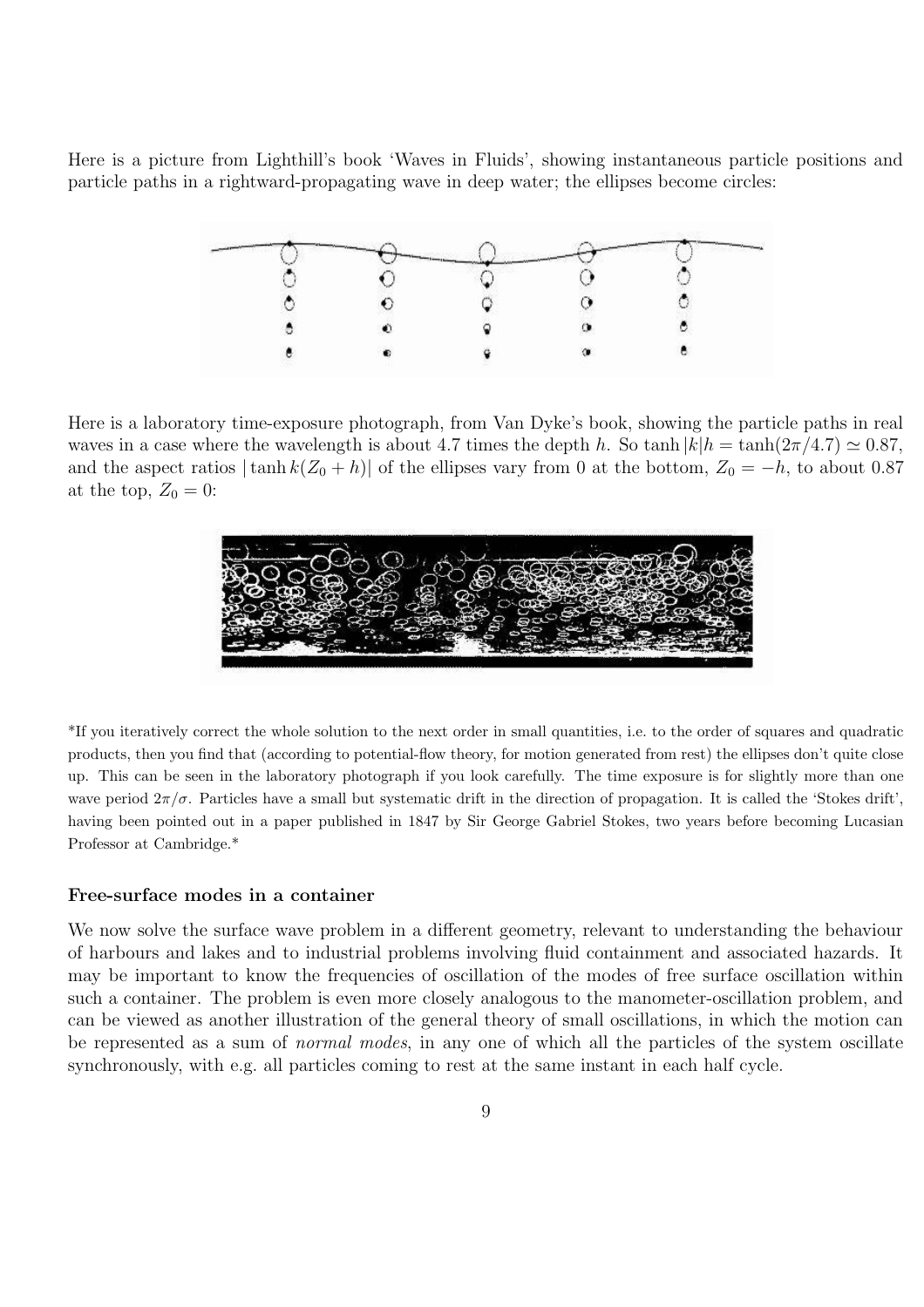Here is a picture from Lighthill's book 'Waves in Fluids', showing instantaneous particle positions and particle paths in a rightward-propagating wave in deep water; the ellipses become circles:

Here is a laboratory time-exposure photograph, from Van Dyke's book, showing the particle paths in real waves in a case where the wavelength is about 4.7 times the depth $h$. So $\tanh|k|h = \tanh(2\pi/4.7) \simeq 0.87$, and the aspect ratios $|\tanh k(Z_0 + h)|$ of the ellipses vary from 0 at the bottom, $Z_0 = -h$, to about 0.87 at the top, $Z_0 = 0$:

*If you iteratively correct the whole solution to the next order in small quantities, i.e. to the order of squares and quadratic products, then you find that (according to potential-flow theory, for motion generated from rest) the ellipses don't quite close up. This can be seen in the laboratory photograph if you look carefully. The time exposure is for slightly more than one wave period $2\pi/\sigma$. Particles have a small but systematic drift in the direction of propagation. It is called the 'Stokes drift', having been pointed out in a paper published in 1847 by Sir George Gabriel Stokes, two years before becoming Lucasian Professor at Cambridge.*

### Free-surface modes in a container

We now solve the surface wave problem in a different geometry, relevant to understanding the behaviour of harbours and lakes and to industrial problems involving fluid containment and associated hazards. It may be important to know the frequencies of oscillation of the modes of free surface oscillation within such a container. The problem is even more closely analogous to the manometer-oscillation problem, and can be viewed as another illustration of the general theory of small oscillations, in which the motion can be represented as a sum of *normal modes*, in any one of which all the particles of the system oscillate synchronously, with e.g. all particles coming to rest at the same instant in each half cycle.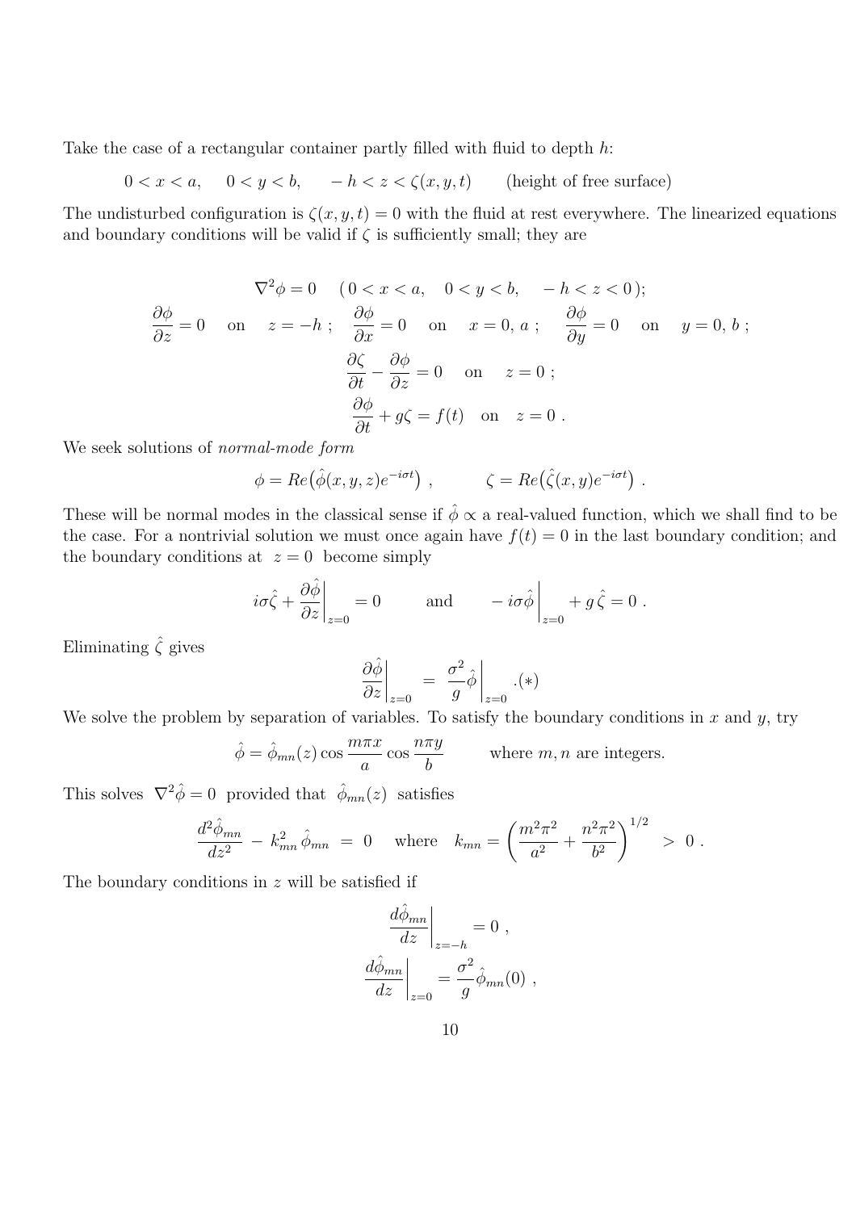Take the case of a rectangular container partly filled with fluid to depth $h$:

$$0 < x < a, \quad 0 < y < b, \quad -h < z < \zeta(x, y, t) \qquad \text{(height of free surface)}$$

The undisturbed configuration is $\zeta(x, y, t) = 0$ with the fluid at rest everywhere. The linearized equations and boundary conditions will be valid if $\zeta$ is sufficiently small; they are

$$\nabla^2 \phi = 0 \quad (\, 0 < x < a, \quad 0 < y < b, \quad -h < z < 0\,);$$

$$\frac{\partial \phi}{\partial z} = 0 \quad \text{on} \quad z = -h \;; \quad \frac{\partial \phi}{\partial x} = 0 \quad \text{on} \quad x = 0,\, a \;; \quad \frac{\partial \phi}{\partial y} = 0 \quad \text{on} \quad y = 0,\, b \;;$$

$$\frac{\partial \zeta}{\partial t} - \frac{\partial \phi}{\partial z} = 0 \quad \text{on} \quad z = 0 \;;$$

$$\frac{\partial \phi}{\partial t} + g\zeta = f(t) \quad \text{on} \quad z = 0 \;.$$

We seek solutions of *normal-mode form*

$$\phi = Re\big(\hat{\phi}(x, y, z)e^{-i\sigma t}\big) \;, \qquad \zeta = Re\big(\hat{\zeta}(x, y)e^{-i\sigma t}\big) \;.$$

These will be normal modes in the classical sense if $\hat{\phi} \propto$ a real-valued function, which we shall find to be the case. For a nontrivial solution we must once again have $f(t) = 0$ in the last boundary condition; and the boundary conditions at $z = 0$ become simply

$$i\sigma\hat{\zeta} + \left.\frac{\partial \hat{\phi}}{\partial z}\right|_{z=0} = 0 \qquad \text{and} \qquad -\,i\sigma\hat{\phi}\Big|_{z=0} + g\,\hat{\zeta} = 0 \;.$$

Eliminating $\hat{\zeta}$ gives

$$\left.\frac{\partial \hat{\phi}}{\partial z}\right|_{z=0} \;=\; \frac{\sigma^2}{g}\hat{\phi}\Big|_{z=0} \;.(*)$$

We solve the problem by separation of variables. To satisfy the boundary conditions in $x$ and $y$, try

$$\hat{\phi} = \hat{\phi}_{mn}(z) \cos\frac{m\pi x}{a} \cos\frac{n\pi y}{b} \qquad \text{where } m, n \text{ are integers.}$$

This solves $\nabla^2 \hat{\phi} = 0$ provided that $\hat{\phi}_{mn}(z)$ satisfies

$$\frac{d^2\hat{\phi}_{mn}}{dz^2} \;-\; k_{mn}^2\,\hat{\phi}_{mn} \;=\; 0 \quad \text{ where } \quad k_{mn} = \left(\frac{m^2\pi^2}{a^2} + \frac{n^2\pi^2}{b^2}\right)^{1/2} \;>\; 0 \;.$$

The boundary conditions in $z$ will be satisfied if

$$\left.\frac{d\hat{\phi}_{mn}}{dz}\right|_{z=-h} = 0 \;,$$

$$\left.\frac{d\hat{\phi}_{mn}}{dz}\right|_{z=0} = \frac{\sigma^2}{g}\hat{\phi}_{mn}(0) \;,$$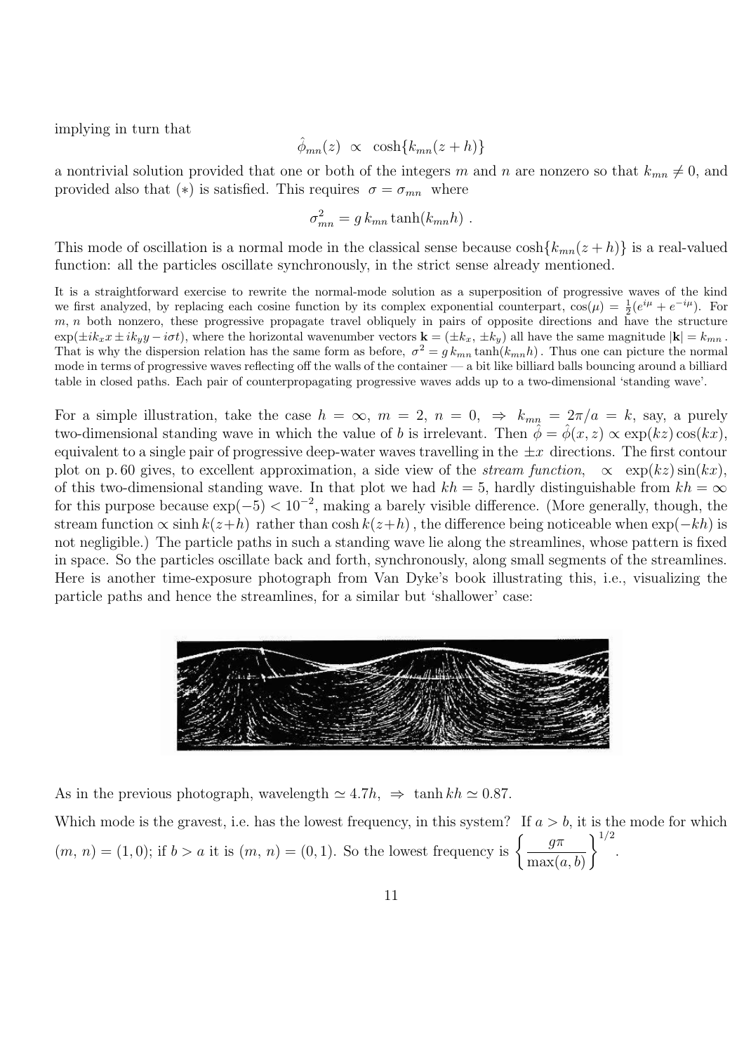implying in turn that

$$\hat{\phi}_{mn}(z) \;\propto\; \cosh\{k_{mn}(z+h)\}$$

a nontrivial solution provided that one or both of the integers $m$ and $n$ are nonzero so that $k_{mn} \neq 0$, and provided also that $(*)$ is satisfied. This requires $\sigma = \sigma_{mn}$ where

$$\sigma_{mn}^2 = g\, k_{mn} \tanh(k_{mn} h)\ .$$

This mode of oscillation is a normal mode in the classical sense because $\cosh\{k_{mn}(z+h)\}$ is a real-valued function: all the particles oscillate synchronously, in the strict sense already mentioned.

It is a straightforward exercise to rewrite the normal-mode solution as a superposition of progressive waves of the kind we first analyzed, by replacing each cosine function by its complex exponential counterpart, $\cos(\mu) = \frac{1}{2}(e^{i\mu} + e^{-i\mu})$. For $m$, $n$ both nonzero, these progressive propagate travel obliquely in pairs of opposite directions and have the structure $\exp(\pm ik_x x \pm ik_y y - i\sigma t)$, where the horizontal wavenumber vectors $\mathbf{k} = (\pm k_x, \pm k_y)$ all have the same magnitude $|\mathbf{k}| = k_{mn}$. That is why the dispersion relation has the same form as before, $\sigma^2 = g\, k_{mn} \tanh(k_{mn} h)$. Thus one can picture the normal mode in terms of progressive waves reflecting off the walls of the container — a bit like billiard balls bouncing around a billiard table in closed paths. Each pair of counterpropagating progressive waves adds up to a two-dimensional 'standing wave'.

For a simple illustration, take the case $h = \infty$, $m = 2$, $n = 0$, $\Rightarrow$ $k_{mn} = 2\pi/a = k$, say, a purely two-dimensional standing wave in which the value of $b$ is irrelevant. Then $\hat{\phi} = \hat{\phi}(x, z) \propto \exp(kz)\cos(kx)$, equivalent to a single pair of progressive deep-water waves travelling in the $\pm x$ directions. The first contour plot on p. 60 gives, to excellent approximation, a side view of the *stream function*, $\propto \exp(kz)\sin(kx)$, of this two-dimensional standing wave. In that plot we had $kh = 5$, hardly distinguishable from $kh = \infty$ for this purpose because $\exp(-5) < 10^{-2}$, making a barely visible difference. (More generally, though, the stream function $\propto \sinh k(z+h)$ rather than $\cosh k(z+h)$, the difference being noticeable when $\exp(-kh)$ is not negligible.) The particle paths in such a standing wave lie along the streamlines, whose pattern is fixed in space. So the particles oscillate back and forth, synchronously, along small segments of the streamlines. Here is another time-exposure photograph from Van Dyke's book illustrating this, i.e., visualizing the particle paths and hence the streamlines, for a similar but 'shallower' case:

As in the previous photograph, wavelength $\simeq 4.7h$, $\Rightarrow$ $\tanh kh \simeq 0.87$.

Which mode is the gravest, i.e. has the lowest frequency, in this system? If $a > b$, it is the mode for which $(m,\, n) = (1, 0)$; if $b > a$ it is $(m,\, n) = (0, 1)$. So the lowest frequency is $\left\{ \dfrac{g\pi}{\max(a, b)} \right\}^{1/2}$.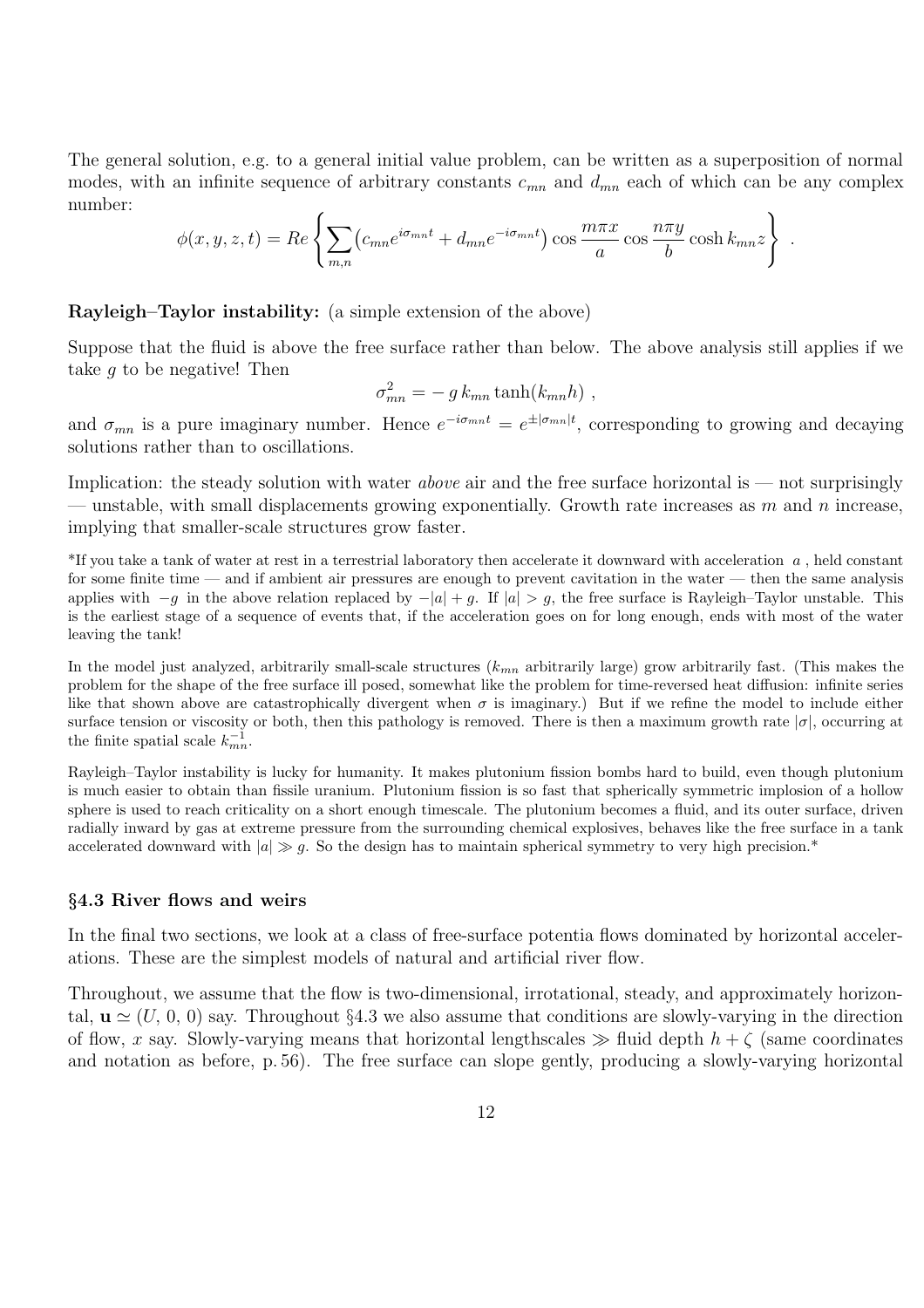The general solution, e.g. to a general initial value problem, can be written as a superposition of normal modes, with an infinite sequence of arbitrary constants $c_{mn}$ and $d_{mn}$ each of which can be any complex number:

$$\phi(x,y,z,t) = Re\left\{\sum_{m,n}\left(c_{mn}e^{i\sigma_{mn}t} + d_{mn}e^{-i\sigma_{mn}t}\right)\cos\frac{m\pi x}{a}\cos\frac{n\pi y}{b}\cosh k_{mn}z\right\} .$$

**Rayleigh–Taylor instability:** (a simple extension of the above)

Suppose that the fluid is above the free surface rather than below. The above analysis still applies if we take $g$ to be negative! Then

$$\sigma_{mn}^2 = -\,g\,k_{mn}\tanh(k_{mn}h) \ ,$$

and $\sigma_{mn}$ is a pure imaginary number. Hence $e^{-i\sigma_{mn}t} = e^{\pm|\sigma_{mn}|t}$, corresponding to growing and decaying solutions rather than to oscillations.

Implication: the steady solution with water *above* air and the free surface horizontal is — not surprisingly — unstable, with small displacements growing exponentially. Growth rate increases as $m$ and $n$ increase, implying that smaller-scale structures grow faster.

*If you take a tank of water at rest in a terrestrial laboratory then accelerate it downward with acceleration $a$ , held constant for some finite time — and if ambient air pressures are enough to prevent cavitation in the water — then the same analysis applies with $-g$ in the above relation replaced by $-|a| + g$. If $|a| > g$, the free surface is Rayleigh–Taylor unstable. This is the earliest stage of a sequence of events that, if the acceleration goes on for long enough, ends with most of the water leaving the tank!

In the model just analyzed, arbitrarily small-scale structures ($k_{mn}$ arbitrarily large) grow arbitrarily fast. (This makes the problem for the shape of the free surface ill posed, somewhat like the problem for time-reversed heat diffusion: infinite series like that shown above are catastrophically divergent when $\sigma$ is imaginary.) But if we refine the model to include either surface tension or viscosity or both, then this pathology is removed. There is then a maximum growth rate $|\sigma|$, occurring at the finite spatial scale $k_{mn}^{-1}$.

Rayleigh–Taylor instability is lucky for humanity. It makes plutonium fission bombs hard to build, even though plutonium is much easier to obtain than fissile uranium. Plutonium fission is so fast that spherically symmetric implosion of a hollow sphere is used to reach criticality on a short enough timescale. The plutonium becomes a fluid, and its outer surface, driven radially inward by gas at extreme pressure from the surrounding chemical explosives, behaves like the free surface in a tank accelerated downward with $|a| \gg g$. So the design has to maintain spherical symmetry to very high precision.*

### §4.3 River flows and weirs

In the final two sections, we look at a class of free-surface potentia flows dominated by horizontal accelerations. These are the simplest models of natural and artificial river flow.

Throughout, we assume that the flow is two-dimensional, irrotational, steady, and approximately horizontal, $\mathbf{u} \simeq (U,\,0,\,0)$ say. Throughout §4.3 we also assume that conditions are slowly-varying in the direction of flow, $x$ say. Slowly-varying means that horizontal lengthscales $\gg$ fluid depth $h + \zeta$ (same coordinates and notation as before, p. 56). The free surface can slope gently, producing a slowly-varying horizontal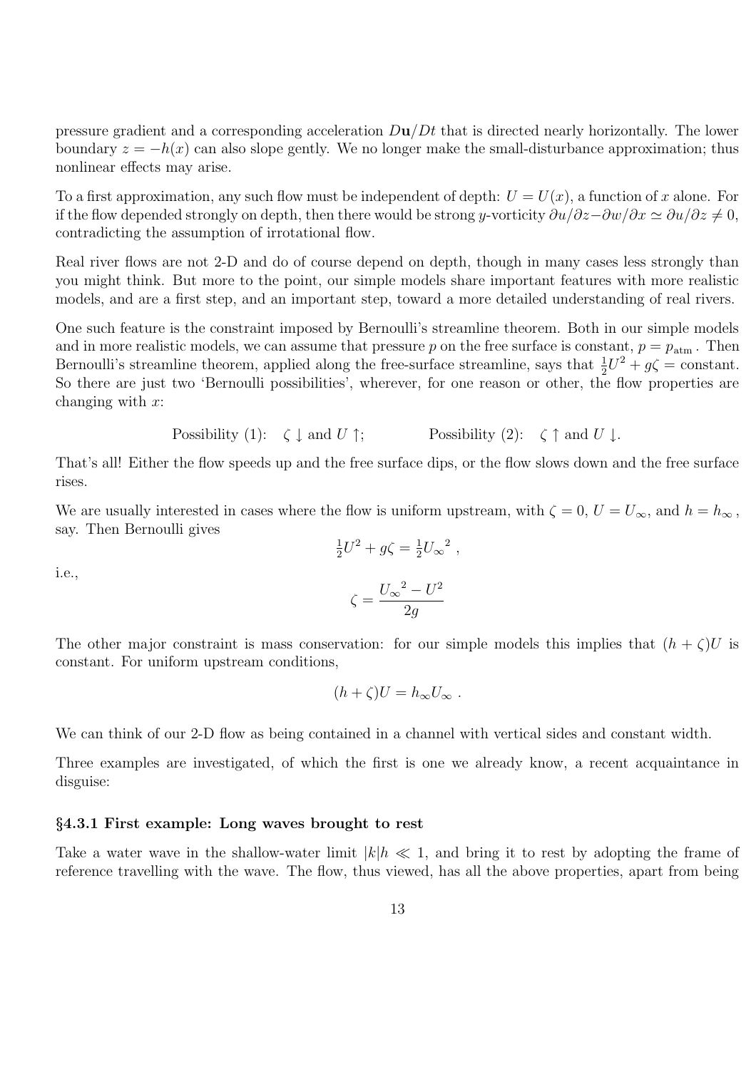pressure gradient and a corresponding acceleration $D\mathbf{u}/Dt$ that is directed nearly horizontally. The lower boundary $z = -h(x)$ can also slope gently. We no longer make the small-disturbance approximation; thus nonlinear effects may arise.

To a first approximation, any such flow must be independent of depth: $U = U(x)$, a function of $x$ alone. For if the flow depended strongly on depth, then there would be strong $y$-vorticity $\partial u/\partial z - \partial w/\partial x \simeq \partial u/\partial z \neq 0$, contradicting the assumption of irrotational flow.

Real river flows are not 2-D and do of course depend on depth, though in many cases less strongly than you might think. But more to the point, our simple models share important features with more realistic models, and are a first step, and an important step, toward a more detailed understanding of real rivers.

One such feature is the constraint imposed by Bernoulli's streamline theorem. Both in our simple models and in more realistic models, we can assume that pressure $p$ on the free surface is constant, $p = p_{\text{atm}}$. Then Bernoulli's streamline theorem, applied along the free-surface streamline, says that $\frac{1}{2}U^2 + g\zeta = \text{constant}$. So there are just two 'Bernoulli possibilities', wherever, for one reason or other, the flow properties are changing with $x$:

$$\text{Possibility (1):} \quad \zeta \downarrow \text{ and } U \uparrow; \qquad\qquad \text{Possibility (2):} \quad \zeta \uparrow \text{ and } U \downarrow.$$

That's all! Either the flow speeds up and the free surface dips, or the flow slows down and the free surface rises.

We are usually interested in cases where the flow is uniform upstream, with $\zeta = 0$, $U = U_\infty$, and $h = h_\infty$, say. Then Bernoulli gives

$$\tfrac{1}{2}U^2 + g\zeta = \tfrac{1}{2}{U_\infty}^2 \,,$$

i.e.,

$$\zeta = \frac{{U_\infty}^2 - U^2}{2g}$$

The other major constraint is mass conservation: for our simple models this implies that $(h + \zeta)U$ is constant. For uniform upstream conditions,

$$(h + \zeta)U = h_\infty U_\infty \,.$$

We can think of our 2-D flow as being contained in a channel with vertical sides and constant width.

Three examples are investigated, of which the first is one we already know, a recent acquaintance in disguise:

### §4.3.1 First example: Long waves brought to rest

Take a water wave in the shallow-water limit $|k|h \ll 1$, and bring it to rest by adopting the frame of reference travelling with the wave. The flow, thus viewed, has all the above properties, apart from being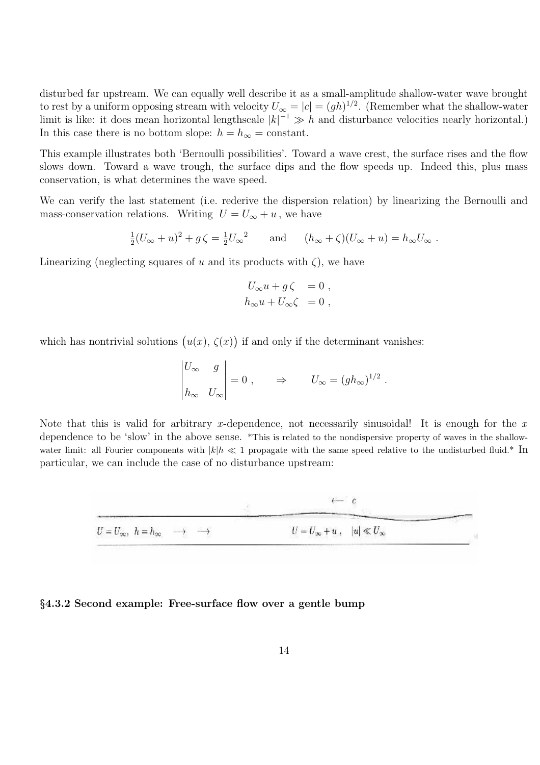disturbed far upstream. We can equally well describe it as a small-amplitude shallow-water wave brought to rest by a uniform opposing stream with velocity $U_\infty = |c| = (gh)^{1/2}$. (Remember what the shallow-water limit is like: it does mean horizontal lengthscale $|k|^{-1} \gg h$ and disturbance velocities nearly horizontal.) In this case there is no bottom slope: $h = h_\infty =$ constant.

This example illustrates both 'Bernoulli possibilities'. Toward a wave crest, the surface rises and the flow slows down. Toward a wave trough, the surface dips and the flow speeds up. Indeed this, plus mass conservation, is what determines the wave speed.

We can verify the last statement (i.e. rederive the dispersion relation) by linearizing the Bernoulli and mass-conservation relations. Writing $U = U_\infty + u$, we have

$$\tfrac{1}{2}(U_\infty + u)^2 + g\,\zeta = \tfrac{1}{2}{U_\infty}^2 \qquad \text{and} \qquad (h_\infty + \zeta)(U_\infty + u) = h_\infty U_\infty \; .$$

Linearizing (neglecting squares of $u$ and its products with $\zeta$), we have

$$\begin{aligned} U_\infty u + g\,\zeta \; &= 0 \; , \\ h_\infty u + U_\infty \zeta \; &= 0 \; , \end{aligned}$$

which has nontrivial solutions $\big(u(x),\, \zeta(x)\big)$ if and only if the determinant vanishes:

$$\begin{vmatrix} U_\infty & g \\ h_\infty & U_\infty \end{vmatrix} = 0 \; , \qquad \Rightarrow \qquad U_\infty = (gh_\infty)^{1/2} \; .$$

Note that this is valid for arbitrary $x$-dependence, not necessarily sinusoidal! It is enough for the $x$ dependence to be 'slow' in the above sense. *This is related to the nondispersive property of waves in the shallow-water limit: all Fourier components with $|k|h \ll 1$ propagate with the same speed relative to the undisturbed fluid.* In particular, we can include the case of no disturbance upstream:

$\longleftarrow\; c$

$U = U_\infty,\; h = h_\infty \quad \longrightarrow \quad \longrightarrow$ $\qquad\qquad$ $U = U_\infty + u\,, \quad |u| \ll U_\infty$

### §4.3.2 Second example: Free-surface flow over a gentle bump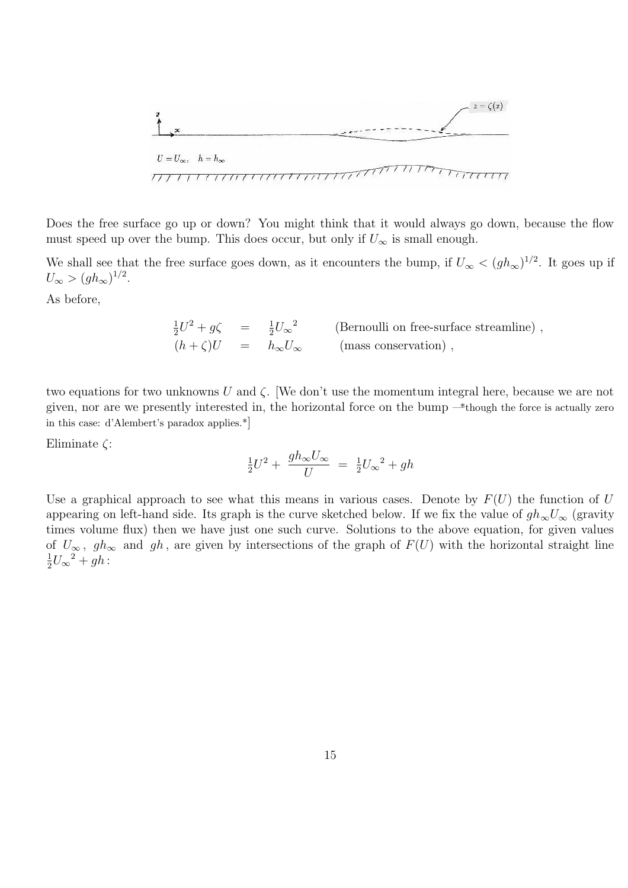Does the free surface go up or down? You might think that it would always go down, because the flow must speed up over the bump. This does occur, but only if $U_\infty$ is small enough.

We shall see that the free surface goes down, as it encounters the bump, if $U_\infty < (gh_\infty)^{1/2}$. It goes up if $U_\infty > (gh_\infty)^{1/2}$.

As before,

$$\begin{aligned} \tfrac{1}{2}U^2 + g\zeta &= \tfrac{1}{2}{U_\infty}^2 \qquad \text{(Bernoulli on free-surface streamline)}, \\ (h+\zeta)U &= h_\infty U_\infty \qquad \text{(mass conservation)}, \end{aligned}$$

two equations for two unknowns $U$ and $\zeta$. [We don't use the momentum integral here, because we are not given, nor are we presently interested in, the horizontal force on the bump —*though the force is actually zero in this case: d'Alembert's paradox applies.*]

Eliminate $\zeta$:

$$\tfrac{1}{2}U^2 + \frac{gh_\infty U_\infty}{U} \;=\; \tfrac{1}{2}{U_\infty}^2 + gh$$

Use a graphical approach to see what this means in various cases. Denote by $F(U)$ the function of $U$ appearing on left-hand side. Its graph is the curve sketched below. If we fix the value of $gh_\infty U_\infty$ (gravity times volume flux) then we have just one such curve. Solutions to the above equation, for given values of $U_\infty$, $gh_\infty$ and $gh$, are given by intersections of the graph of $F(U)$ with the horizontal straight line $\tfrac{1}{2}{U_\infty}^2 + gh$: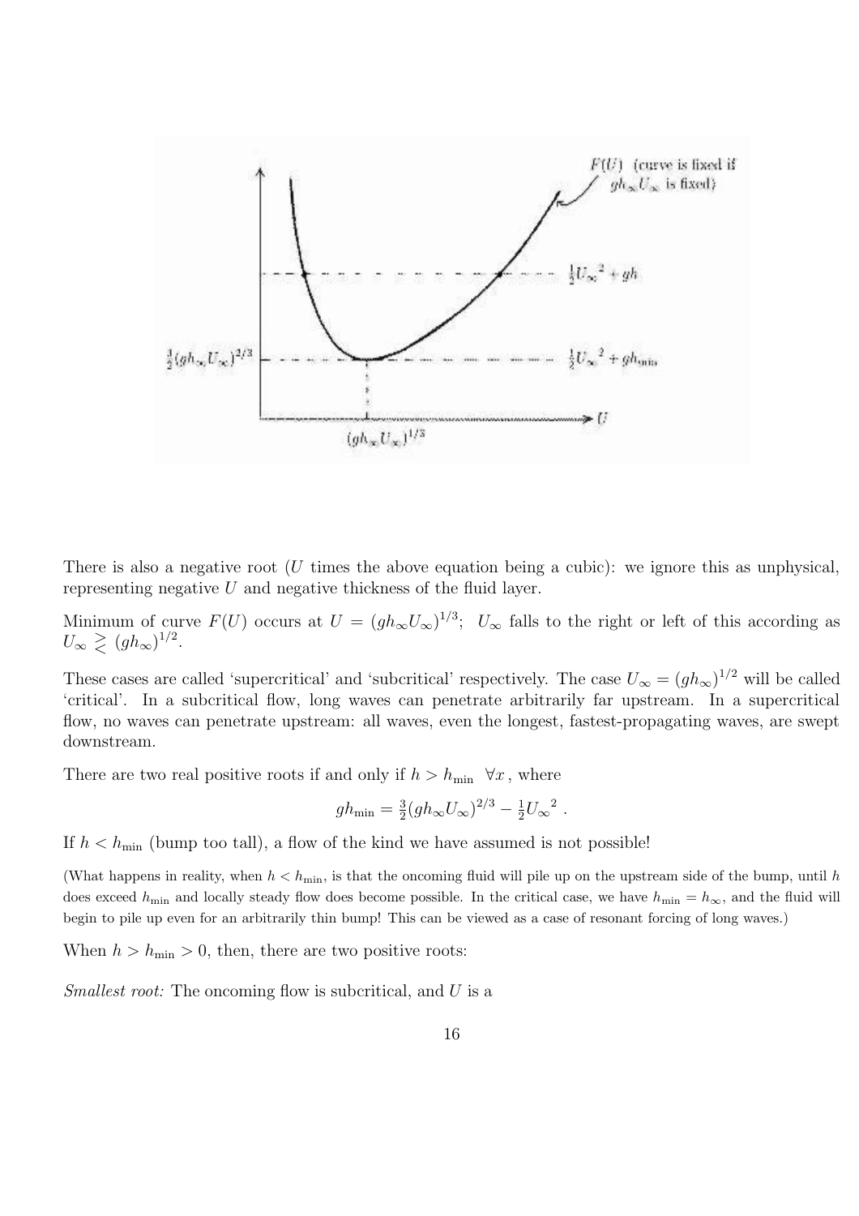There is also a negative root ($U$ times the above equation being a cubic): we ignore this as unphysical, representing negative $U$ and negative thickness of the fluid layer.

Minimum of curve $F(U)$ occurs at $U = (gh_\infty U_\infty)^{1/3}$; $U_\infty$ falls to the right or left of this according as $U_\infty \gtrless (gh_\infty)^{1/2}$.

These cases are called 'supercritical' and 'subcritical' respectively. The case $U_\infty = (gh_\infty)^{1/2}$ will be called 'critical'. In a subcritical flow, long waves can penetrate arbitrarily far upstream. In a supercritical flow, no waves can penetrate upstream: all waves, even the longest, fastest-propagating waves, are swept downstream.

There are two real positive roots if and only if $h > h_{\min}$ $\forall x$, where

$$gh_{\min} = \tfrac{3}{2}(gh_\infty U_\infty)^{2/3} - \tfrac{1}{2}{U_\infty}^2 .$$

If $h < h_{\min}$ (bump too tall), a flow of the kind we have assumed is not possible!

(What happens in reality, when $h < h_{\min}$, is that the oncoming fluid will pile up on the upstream side of the bump, until $h$ does exceed $h_{\min}$ and locally steady flow does become possible. In the critical case, we have $h_{\min} = h_\infty$, and the fluid will begin to pile up even for an arbitrarily thin bump! This can be viewed as a case of resonant forcing of long waves.)

When $h > h_{\min} > 0$, then, there are two positive roots:

*Smallest root:* The oncoming flow is subcritical, and $U$ is a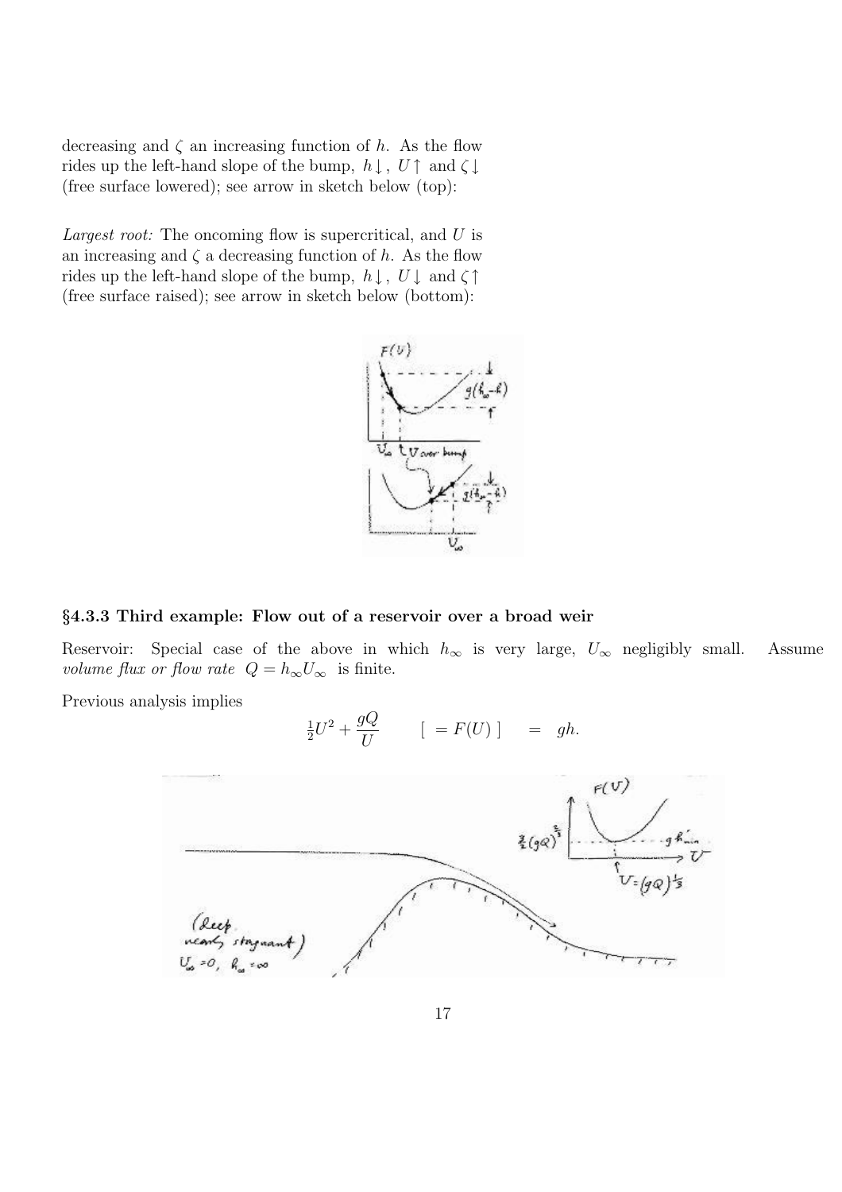decreasing and $\zeta$ an increasing function of $h$. As the flow rides up the left-hand slope of the bump, $h\downarrow$, $U\uparrow$ and $\zeta\downarrow$ (free surface lowered); see arrow in sketch below (top):

*Largest root:* The oncoming flow is supercritical, and $U$ is an increasing and $\zeta$ a decreasing function of $h$. As the flow rides up the left-hand slope of the bump, $h\downarrow$, $U\downarrow$ and $\zeta\uparrow$ (free surface raised); see arrow in sketch below (bottom):

### §4.3.3 Third example: Flow out of a reservoir over a broad weir

Reservoir: Special case of the above in which $h_\infty$ is very large, $U_\infty$ negligibly small. Assume *volume flux or flow rate* $Q = h_\infty U_\infty$ is finite.

Previous analysis implies

$$\tfrac{1}{2}U^2 + \frac{gQ}{U} \qquad [\ = F(U)\ ] \quad = \quad gh.$$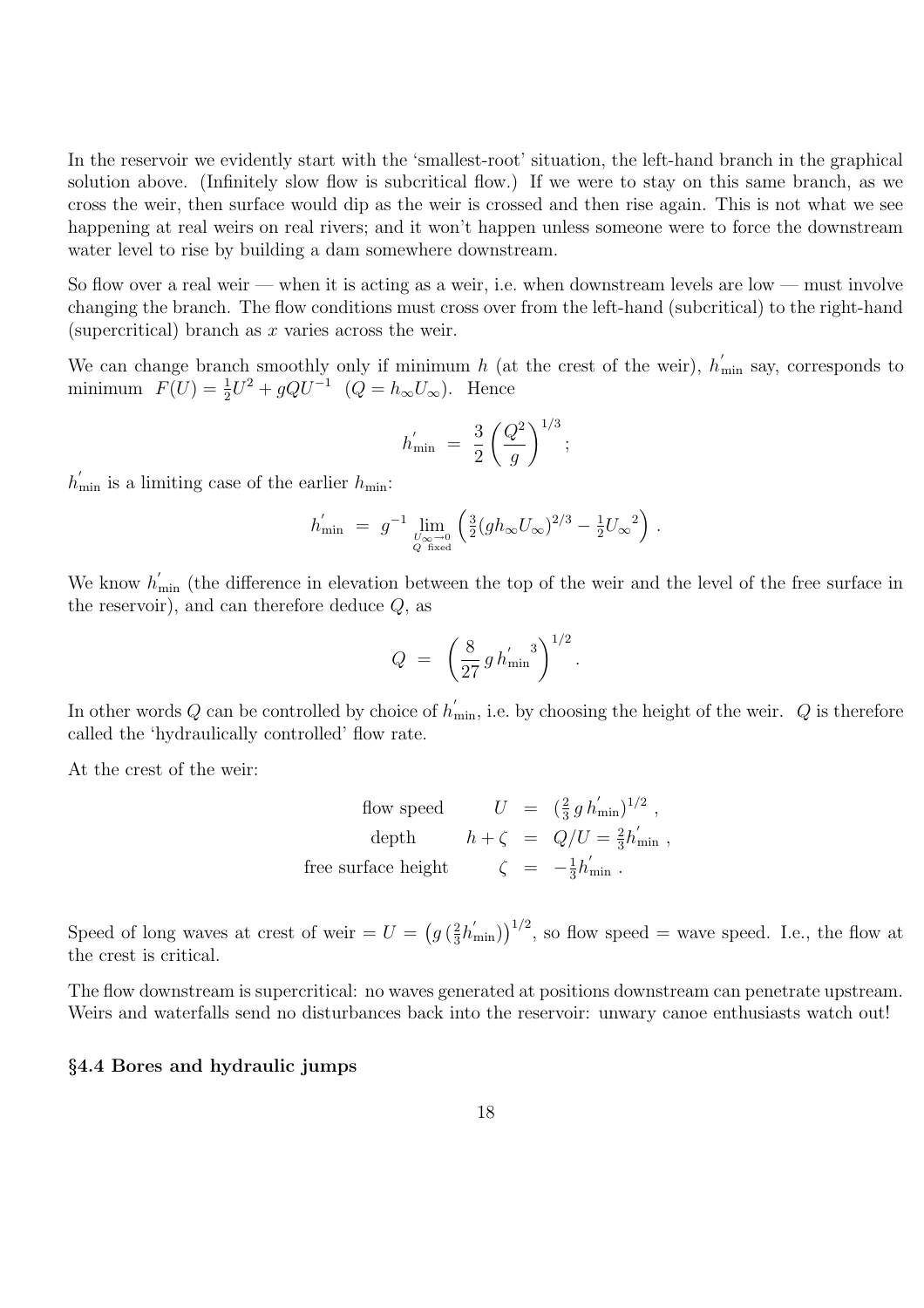In the reservoir we evidently start with the 'smallest-root' situation, the left-hand branch in the graphical solution above. (Infinitely slow flow is subcritical flow.) If we were to stay on this same branch, as we cross the weir, then surface would dip as the weir is crossed and then rise again. This is not what we see happening at real weirs on real rivers; and it won't happen unless someone were to force the downstream water level to rise by building a dam somewhere downstream.

So flow over a real weir — when it is acting as a weir, i.e. when downstream levels are low — must involve changing the branch. The flow conditions must cross over from the left-hand (subcritical) to the right-hand (supercritical) branch as $x$ varies across the weir.

We can change branch smoothly only if minimum $h$ (at the crest of the weir), $h'_{\min}$ say, corresponds to minimum $F(U) = \frac{1}{2}U^2 + gQU^{-1}$ $(Q = h_\infty U_\infty)$. Hence

$$h'_{\min} \;=\; \frac{3}{2}\left(\frac{Q^2}{g}\right)^{1/3};$$

$h'_{\min}$ is a limiting case of the earlier $h_{\min}$:

$$h'_{\min} \;=\; g^{-1} \lim_{\substack{U_\infty \to 0 \\ Q \text{ fixed}}} \left( \tfrac{3}{2}(g h_\infty U_\infty)^{2/3} - \tfrac{1}{2}{U_\infty}^2 \right).$$

We know $h'_{\min}$ (the difference in elevation between the top of the weir and the level of the free surface in the reservoir), and can therefore deduce $Q$, as

$$Q \;=\; \left( \frac{8}{27}\, g\, {h'_{\min}}^{3} \right)^{1/2}.$$

In other words $Q$ can be controlled by choice of $h'_{\min}$, i.e. by choosing the height of the weir. $Q$ is therefore called the 'hydraulically controlled' flow rate.

At the crest of the weir:

$$\begin{aligned} \text{flow speed} \qquad U &= (\tfrac{2}{3}\, g\, h'_{\min})^{1/2}\,, \\ \text{depth} \qquad h + \zeta &= Q/U = \tfrac{2}{3} h'_{\min}\,, \\ \text{free surface height} \qquad \zeta &= -\tfrac{1}{3} h'_{\min}\,. \end{aligned}$$

Speed of long waves at crest of weir $= U = \left(g\,(\tfrac{2}{3}h'_{\min})\right)^{1/2}$, so flow speed = wave speed. I.e., the flow at the crest is critical.

The flow downstream is supercritical: no waves generated at positions downstream can penetrate upstream. Weirs and waterfalls send no disturbances back into the reservoir: unwary canoe enthusiasts watch out!

### §4.4 Bores and hydraulic jumps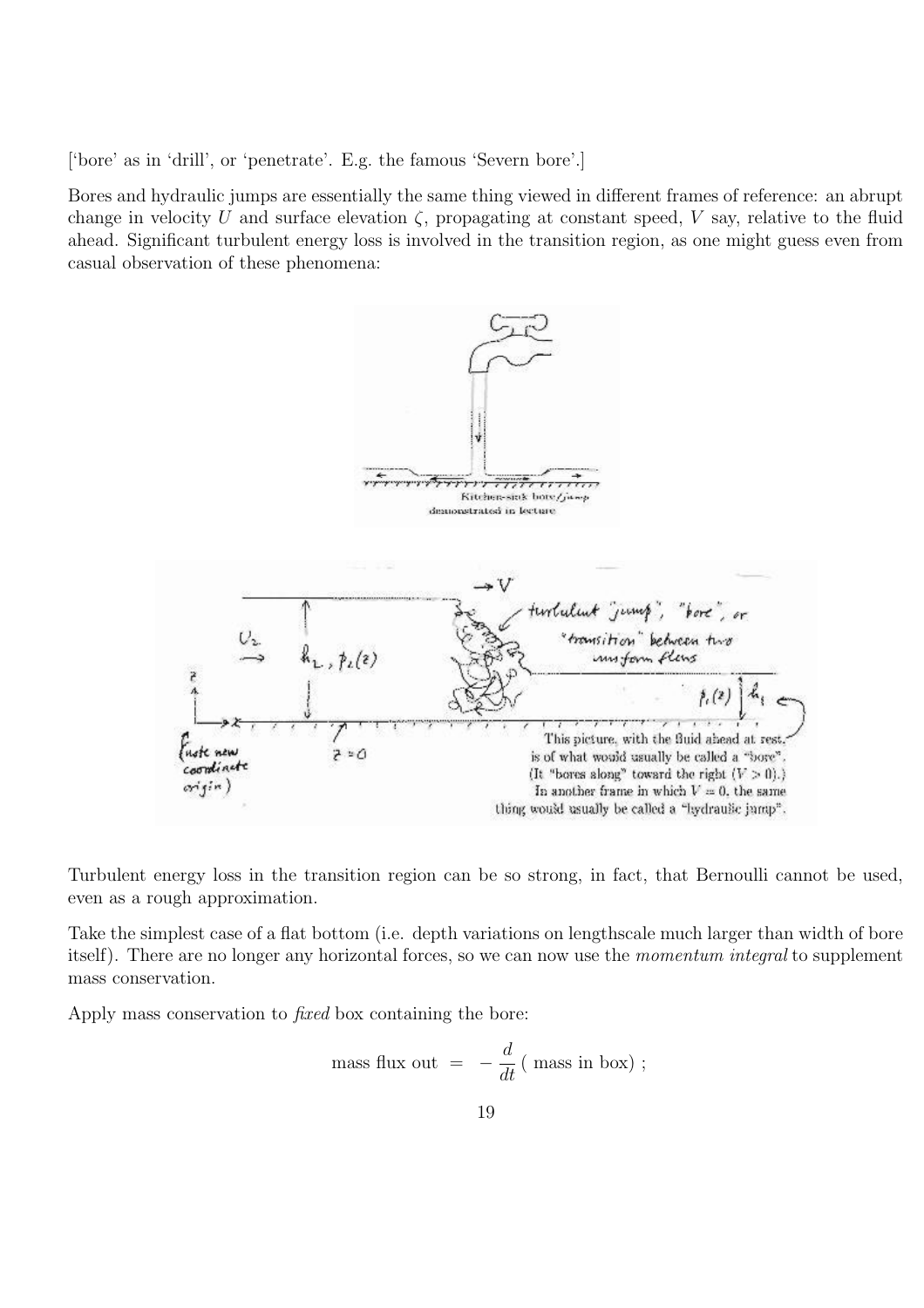['bore' as in 'drill', or 'penetrate'. E.g. the famous 'Severn bore'.]

Bores and hydraulic jumps are essentially the same thing viewed in different frames of reference: an abrupt change in velocity $U$ and surface elevation $\zeta$, propagating at constant speed, $V$ say, relative to the fluid ahead. Significant turbulent energy loss is involved in the transition region, as one might guess even from casual observation of these phenomena:

Kitchen-sink bore/jump demonstrated in lecture

This picture, with the fluid ahead at rest, is of what would usually be called a "bore". (It "bores along" toward the right ($V > 0$).) In another frame in which $V = 0$, the same thing would usually be called a "hydraulic jump".

Turbulent energy loss in the transition region can be so strong, in fact, that Bernoulli cannot be used, even as a rough approximation.

Take the simplest case of a flat bottom (i.e. depth variations on lengthscale much larger than width of bore itself). There are no longer any horizontal forces, so we can now use the *momentum integral* to supplement mass conservation.

Apply mass conservation to *fixed* box containing the bore:

$$\text{mass flux out} \;=\; -\frac{d}{dt}\,(\text{ mass in box})\;;$$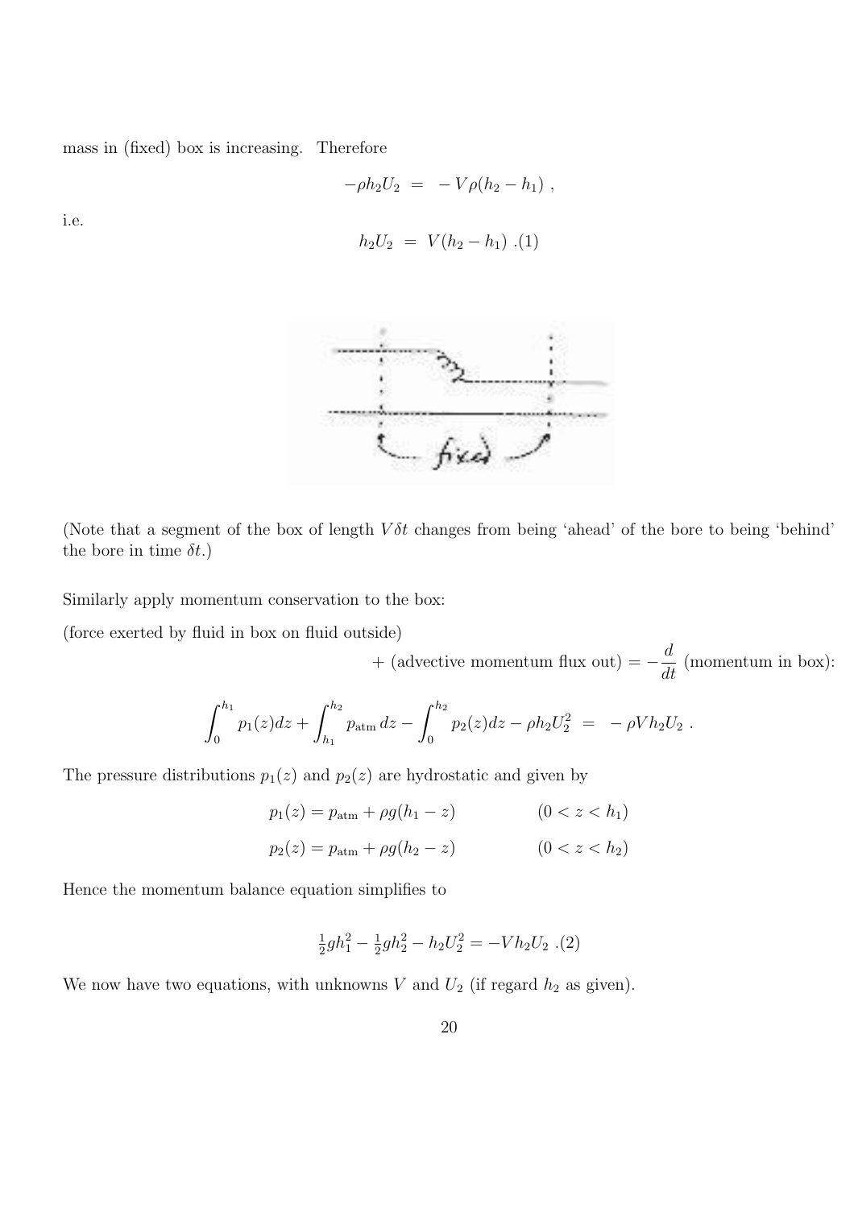mass in (fixed) box is increasing. Therefore

$$-\rho h_2 U_2 \;=\; -V\rho(h_2 - h_1)\ ,$$

i.e.

$$h_2 U_2 \;=\; V(h_2 - h_1)\ .(1)$$

(Note that a segment of the box of length $V\delta t$ changes from being 'ahead' of the bore to being 'behind' the bore in time $\delta t$.)

Similarly apply momentum conservation to the box:

(force exerted by fluid in box on fluid outside)

+ (advective momentum flux out) $= -\dfrac{d}{dt}$ (momentum in box):

$$\int_0^{h_1} p_1(z)dz + \int_{h_1}^{h_2} p_{\rm atm}\, dz - \int_0^{h_2} p_2(z)dz - \rho h_2 U_2^2 \;=\; -\rho V h_2 U_2\ .$$

The pressure distributions $p_1(z)$ and $p_2(z)$ are hydrostatic and given by

$$p_1(z) = p_{\rm atm} + \rho g(h_1 - z) \qquad\qquad (0 < z < h_1)$$

$$p_2(z) = p_{\rm atm} + \rho g(h_2 - z) \qquad\qquad (0 < z < h_2)$$

Hence the momentum balance equation simplifies to

$$\tfrac{1}{2}gh_1^2 - \tfrac{1}{2}gh_2^2 - h_2 U_2^2 = -V h_2 U_2\ .(2)$$

We now have two equations, with unknowns $V$ and $U_2$ (if regard $h_2$ as given).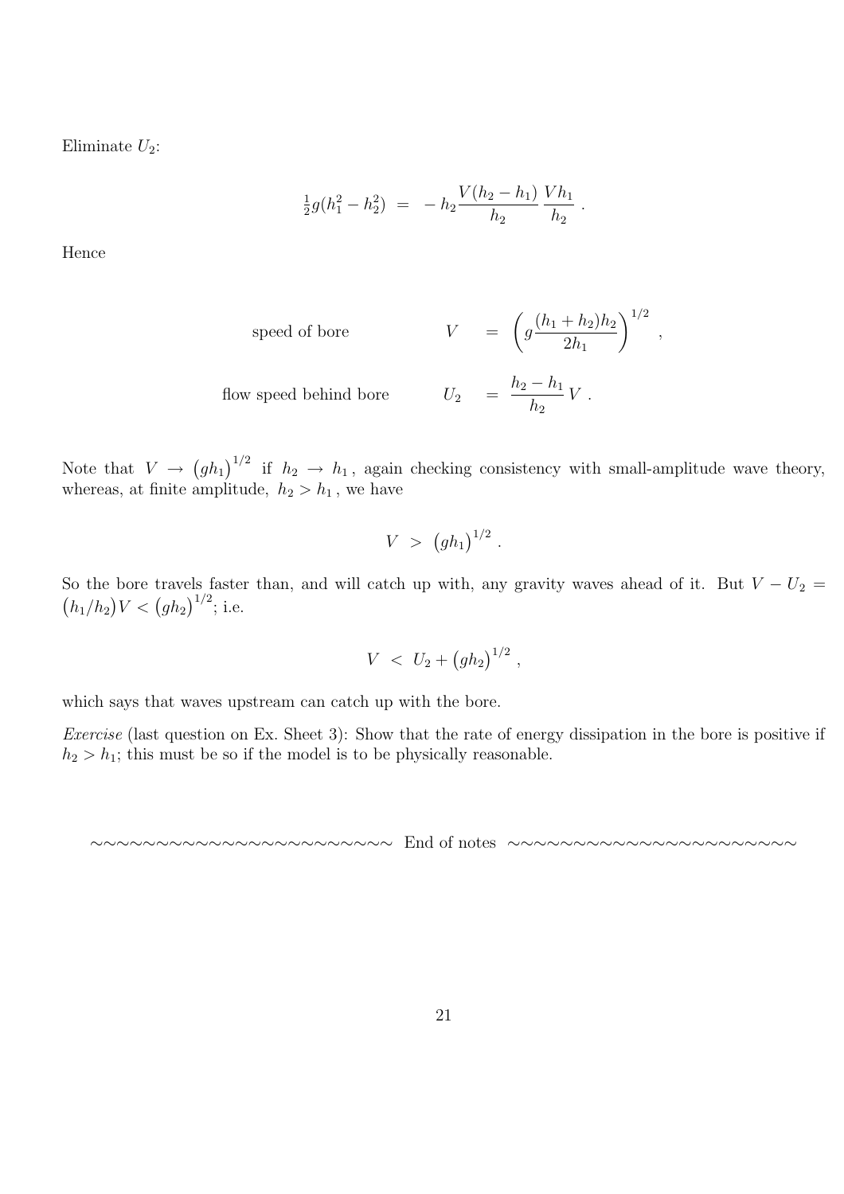Eliminate $U_2$:

$$\tfrac{1}{2}g(h_1^2 - h_2^2) \;=\; -\,h_2 \frac{V(h_2 - h_1)}{h_2}\,\frac{Vh_1}{h_2}\;.$$

Hence

$$\text{speed of bore} \qquad\qquad V \;=\; \left(g\frac{(h_1 + h_2)h_2}{2h_1}\right)^{1/2}\;,$$

$$\text{flow speed behind bore} \qquad\qquad U_2 \;=\; \frac{h_2 - h_1}{h_2}\,V\;.$$

Note that $V \to \big(gh_1\big)^{1/2}$ if $h_2 \to h_1$, again checking consistency with small-amplitude wave theory, whereas, at finite amplitude, $h_2 > h_1$, we have

$$V \;>\; \big(gh_1\big)^{1/2}\;.$$

So the bore travels faster than, and will catch up with, any gravity waves ahead of it. But $V - U_2 = \big(h_1/h_2\big)V < \big(gh_2\big)^{1/2}$; i.e.

$$V \;<\; U_2 + \big(gh_2\big)^{1/2}\;,$$

which says that waves upstream can catch up with the bore.

*Exercise* (last question on Ex. Sheet 3): Show that the rate of energy dissipation in the bore is positive if $h_2 > h_1$; this must be so if the model is to be physically reasonable.

~~~~~~~~~~~~~~~~~~~~~~~~ End of notes ~~~~~~~~~~~~~~~~~~~~~~~~